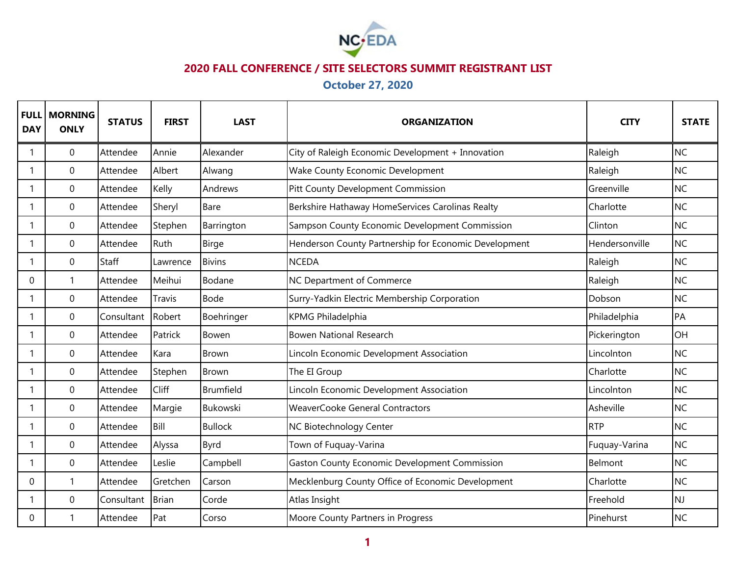## 2020 FALL CONFERENCE / SITE SELECTORS SUMMIT REGISTRANT LIST

### October 27, 2020

| FULL DAY | MORNING ONLY | STATUS | FIRST | LAST | ORGANIZATION | CITY | STATE |
|---|---|---|---|---|---|---|---|
| 1 | 0 | Attendee | Annie | Alexander | City of Raleigh Economic Development + Innovation | Raleigh | NC |
| 1 | 0 | Attendee | Albert | Alwang | Wake County Economic Development | Raleigh | NC |
| 1 | 0 | Attendee | Kelly | Andrews | Pitt County Development Commission | Greenville | NC |
| 1 | 0 | Attendee | Sheryl | Bare | Berkshire Hathaway HomeServices Carolinas Realty | Charlotte | NC |
| 1 | 0 | Attendee | Stephen | Barrington | Sampson County Economic Development Commission | Clinton | NC |
| 1 | 0 | Attendee | Ruth | Birge | Henderson County Partnership for Economic Development | Hendersonville | NC |
| 1 | 0 | Staff | Lawrence | Bivins | NCEDA | Raleigh | NC |
| 0 | 1 | Attendee | Meihui | Bodane | NC Department of Commerce | Raleigh | NC |
| 1 | 0 | Attendee | Travis | Bode | Surry-Yadkin Electric Membership Corporation | Dobson | NC |
| 1 | 0 | Consultant | Robert | Boehringer | KPMG Philadelphia | Philadelphia | PA |
| 1 | 0 | Attendee | Patrick | Bowen | Bowen National Research | Pickerington | OH |
| 1 | 0 | Attendee | Kara | Brown | Lincoln Economic Development Association | Lincolnton | NC |
| 1 | 0 | Attendee | Stephen | Brown | The EI Group | Charlotte | NC |
| 1 | 0 | Attendee | Cliff | Brumfield | Lincoln Economic Development Association | Lincolnton | NC |
| 1 | 0 | Attendee | Margie | Bukowski | WeaverCooke General Contractors | Asheville | NC |
| 1 | 0 | Attendee | Bill | Bullock | NC Biotechnology Center | RTP | NC |
| 1 | 0 | Attendee | Alyssa | Byrd | Town of Fuquay-Varina | Fuquay-Varina | NC |
| 1 | 0 | Attendee | Leslie | Campbell | Gaston County Economic Development Commission | Belmont | NC |
| 0 | 1 | Attendee | Gretchen | Carson | Mecklenburg County Office of Economic Development | Charlotte | NC |
| 1 | 0 | Consultant | Brian | Corde | Atlas Insight | Freehold | NJ |
| 0 | 1 | Attendee | Pat | Corso | Moore County Partners in Progress | Pinehurst | NC |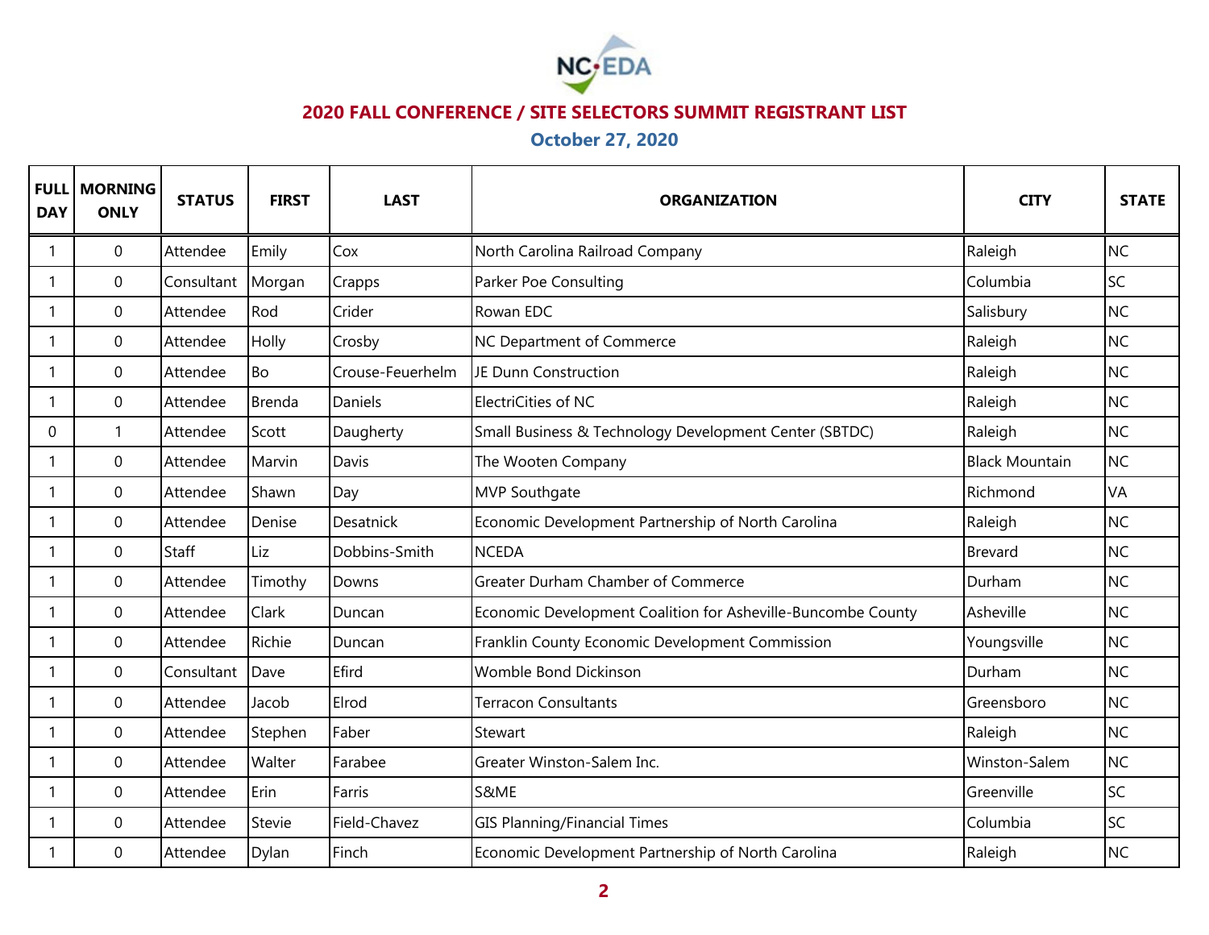## 2020 FALL CONFERENCE / SITE SELECTORS SUMMIT REGISTRANT LIST

**October 27, 2020**

| FULL DAY | MORNING ONLY | STATUS | FIRST | LAST | ORGANIZATION | CITY | STATE |
|---|---|---|---|---|---|---|---|
| 1 | 0 | Attendee | Emily | Cox | North Carolina Railroad Company | Raleigh | NC |
| 1 | 0 | Consultant | Morgan | Crapps | Parker Poe Consulting | Columbia | SC |
| 1 | 0 | Attendee | Rod | Crider | Rowan EDC | Salisbury | NC |
| 1 | 0 | Attendee | Holly | Crosby | NC Department of Commerce | Raleigh | NC |
| 1 | 0 | Attendee | Bo | Crouse-Feuerhelm | JE Dunn Construction | Raleigh | NC |
| 1 | 0 | Attendee | Brenda | Daniels | ElectriCities of NC | Raleigh | NC |
| 0 | 1 | Attendee | Scott | Daugherty | Small Business & Technology Development Center (SBTDC) | Raleigh | NC |
| 1 | 0 | Attendee | Marvin | Davis | The Wooten Company | Black Mountain | NC |
| 1 | 0 | Attendee | Shawn | Day | MVP Southgate | Richmond | VA |
| 1 | 0 | Attendee | Denise | Desatnick | Economic Development Partnership of North Carolina | Raleigh | NC |
| 1 | 0 | Staff | Liz | Dobbins-Smith | NCEDA | Brevard | NC |
| 1 | 0 | Attendee | Timothy | Downs | Greater Durham Chamber of Commerce | Durham | NC |
| 1 | 0 | Attendee | Clark | Duncan | Economic Development Coalition for Asheville-Buncombe County | Asheville | NC |
| 1 | 0 | Attendee | Richie | Duncan | Franklin County Economic Development Commission | Youngsville | NC |
| 1 | 0 | Consultant | Dave | Efird | Womble Bond Dickinson | Durham | NC |
| 1 | 0 | Attendee | Jacob | Elrod | Terracon Consultants | Greensboro | NC |
| 1 | 0 | Attendee | Stephen | Faber | Stewart | Raleigh | NC |
| 1 | 0 | Attendee | Walter | Farabee | Greater Winston-Salem Inc. | Winston-Salem | NC |
| 1 | 0 | Attendee | Erin | Farris | S&ME | Greenville | SC |
| 1 | 0 | Attendee | Stevie | Field-Chavez | GIS Planning/Financial Times | Columbia | SC |
| 1 | 0 | Attendee | Dylan | Finch | Economic Development Partnership of North Carolina | Raleigh | NC |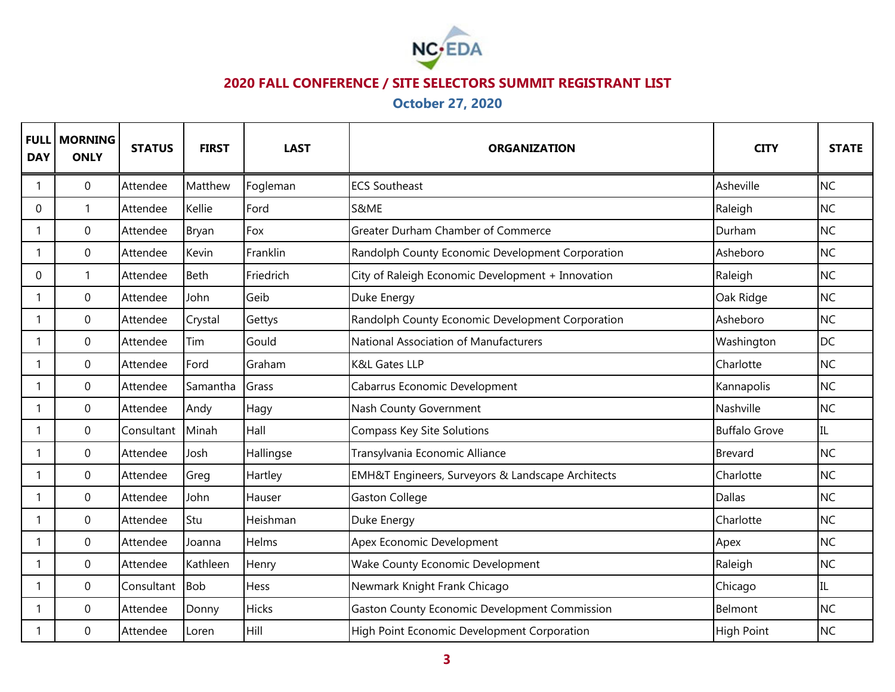## 2020 FALL CONFERENCE / SITE SELECTORS SUMMIT REGISTRANT LIST

**October 27, 2020**

| FULL DAY | MORNING ONLY | STATUS | FIRST | LAST | ORGANIZATION | CITY | STATE |
|---|---|---|---|---|---|---|---|
| 1 | 0 | Attendee | Matthew | Fogleman | ECS Southeast | Asheville | NC |
| 0 | 1 | Attendee | Kellie | Ford | S&ME | Raleigh | NC |
| 1 | 0 | Attendee | Bryan | Fox | Greater Durham Chamber of Commerce | Durham | NC |
| 1 | 0 | Attendee | Kevin | Franklin | Randolph County Economic Development Corporation | Asheboro | NC |
| 0 | 1 | Attendee | Beth | Friedrich | City of Raleigh Economic Development + Innovation | Raleigh | NC |
| 1 | 0 | Attendee | John | Geib | Duke Energy | Oak Ridge | NC |
| 1 | 0 | Attendee | Crystal | Gettys | Randolph County Economic Development Corporation | Asheboro | NC |
| 1 | 0 | Attendee | Tim | Gould | National Association of Manufacturers | Washington | DC |
| 1 | 0 | Attendee | Ford | Graham | K&L Gates LLP | Charlotte | NC |
| 1 | 0 | Attendee | Samantha | Grass | Cabarrus Economic Development | Kannapolis | NC |
| 1 | 0 | Attendee | Andy | Hagy | Nash County Government | Nashville | NC |
| 1 | 0 | Consultant | Minah | Hall | Compass Key Site Solutions | Buffalo Grove | IL |
| 1 | 0 | Attendee | Josh | Hallingse | Transylvania Economic Alliance | Brevard | NC |
| 1 | 0 | Attendee | Greg | Hartley | EMH&T Engineers, Surveyors & Landscape Architects | Charlotte | NC |
| 1 | 0 | Attendee | John | Hauser | Gaston College | Dallas | NC |
| 1 | 0 | Attendee | Stu | Heishman | Duke Energy | Charlotte | NC |
| 1 | 0 | Attendee | Joanna | Helms | Apex Economic Development | Apex | NC |
| 1 | 0 | Attendee | Kathleen | Henry | Wake County Economic Development | Raleigh | NC |
| 1 | 0 | Consultant | Bob | Hess | Newmark Knight Frank Chicago | Chicago | IL |
| 1 | 0 | Attendee | Donny | Hicks | Gaston County Economic Development Commission | Belmont | NC |
| 1 | 0 | Attendee | Loren | Hill | High Point Economic Development Corporation | High Point | NC |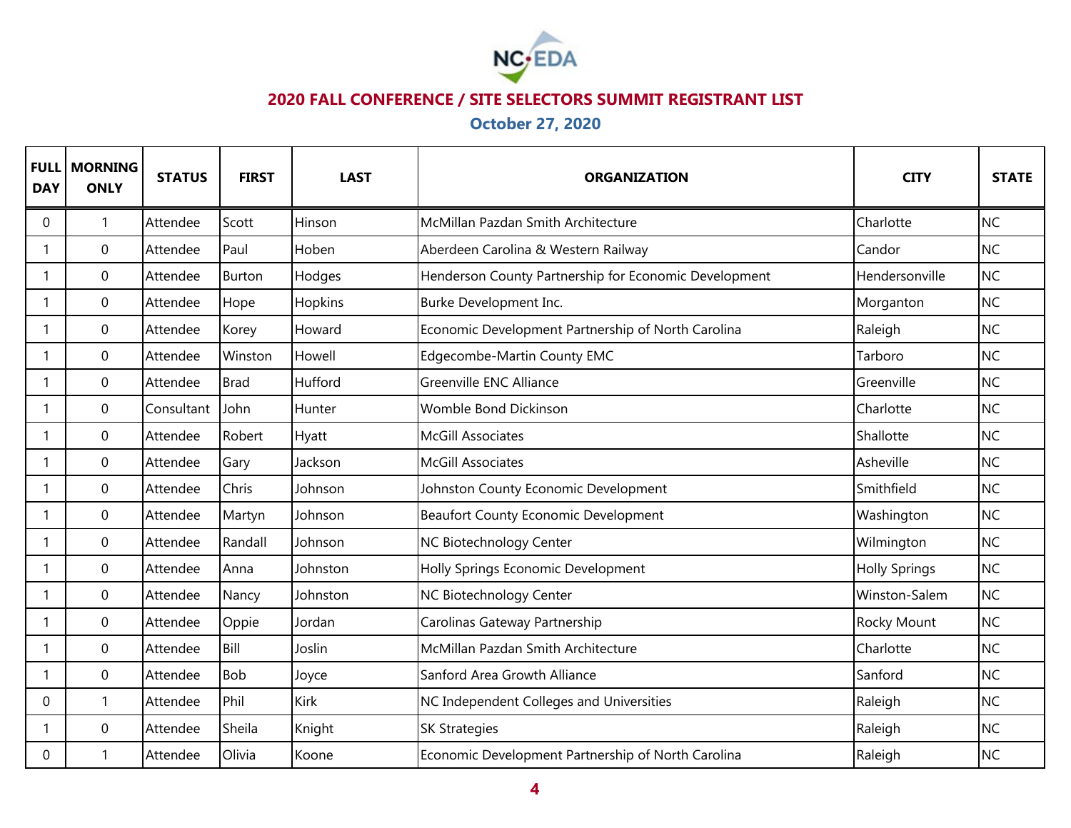## 2020 FALL CONFERENCE / SITE SELECTORS SUMMIT REGISTRANT LIST

**October 27, 2020**

| FULL DAY | MORNING ONLY | STATUS | FIRST | LAST | ORGANIZATION | CITY | STATE |
|---|---|---|---|---|---|---|---|
| 0 | 1 | Attendee | Scott | Hinson | McMillan Pazdan Smith Architecture | Charlotte | NC |
| 1 | 0 | Attendee | Paul | Hoben | Aberdeen Carolina & Western Railway | Candor | NC |
| 1 | 0 | Attendee | Burton | Hodges | Henderson County Partnership for Economic Development | Hendersonville | NC |
| 1 | 0 | Attendee | Hope | Hopkins | Burke Development Inc. | Morganton | NC |
| 1 | 0 | Attendee | Korey | Howard | Economic Development Partnership of North Carolina | Raleigh | NC |
| 1 | 0 | Attendee | Winston | Howell | Edgecombe-Martin County EMC | Tarboro | NC |
| 1 | 0 | Attendee | Brad | Hufford | Greenville ENC Alliance | Greenville | NC |
| 1 | 0 | Consultant | John | Hunter | Womble Bond Dickinson | Charlotte | NC |
| 1 | 0 | Attendee | Robert | Hyatt | McGill Associates | Shallotte | NC |
| 1 | 0 | Attendee | Gary | Jackson | McGill Associates | Asheville | NC |
| 1 | 0 | Attendee | Chris | Johnson | Johnston County Economic Development | Smithfield | NC |
| 1 | 0 | Attendee | Martyn | Johnson | Beaufort County Economic Development | Washington | NC |
| 1 | 0 | Attendee | Randall | Johnson | NC Biotechnology Center | Wilmington | NC |
| 1 | 0 | Attendee | Anna | Johnston | Holly Springs Economic Development | Holly Springs | NC |
| 1 | 0 | Attendee | Nancy | Johnston | NC Biotechnology Center | Winston-Salem | NC |
| 1 | 0 | Attendee | Oppie | Jordan | Carolinas Gateway Partnership | Rocky Mount | NC |
| 1 | 0 | Attendee | Bill | Joslin | McMillan Pazdan Smith Architecture | Charlotte | NC |
| 1 | 0 | Attendee | Bob | Joyce | Sanford Area Growth Alliance | Sanford | NC |
| 0 | 1 | Attendee | Phil | Kirk | NC Independent Colleges and Universities | Raleigh | NC |
| 1 | 0 | Attendee | Sheila | Knight | SK Strategies | Raleigh | NC |
| 0 | 1 | Attendee | Olivia | Koone | Economic Development Partnership of North Carolina | Raleigh | NC |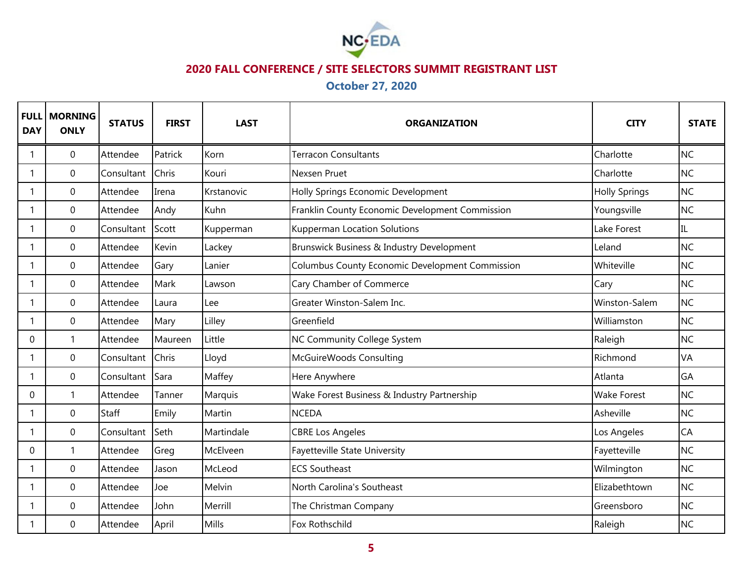## 2020 FALL CONFERENCE / SITE SELECTORS SUMMIT REGISTRANT LIST

### October 27, 2020

| FULL DAY | MORNING ONLY | STATUS | FIRST | LAST | ORGANIZATION | CITY | STATE |
|---|---|---|---|---|---|---|---|
| 1 | 0 | Attendee | Patrick | Korn | Terracon Consultants | Charlotte | NC |
| 1 | 0 | Consultant | Chris | Kouri | Nexsen Pruet | Charlotte | NC |
| 1 | 0 | Attendee | Irena | Krstanovic | Holly Springs Economic Development | Holly Springs | NC |
| 1 | 0 | Attendee | Andy | Kuhn | Franklin County Economic Development Commission | Youngsville | NC |
| 1 | 0 | Consultant | Scott | Kupperman | Kupperman Location Solutions | Lake Forest | IL |
| 1 | 0 | Attendee | Kevin | Lackey | Brunswick Business & Industry Development | Leland | NC |
| 1 | 0 | Attendee | Gary | Lanier | Columbus County Economic Development Commission | Whiteville | NC |
| 1 | 0 | Attendee | Mark | Lawson | Cary Chamber of Commerce | Cary | NC |
| 1 | 0 | Attendee | Laura | Lee | Greater Winston-Salem Inc. | Winston-Salem | NC |
| 1 | 0 | Attendee | Mary | Lilley | Greenfield | Williamston | NC |
| 0 | 1 | Attendee | Maureen | Little | NC Community College System | Raleigh | NC |
| 1 | 0 | Consultant | Chris | Lloyd | McGuireWoods Consulting | Richmond | VA |
| 1 | 0 | Consultant | Sara | Maffey | Here Anywhere | Atlanta | GA |
| 0 | 1 | Attendee | Tanner | Marquis | Wake Forest Business & Industry Partnership | Wake Forest | NC |
| 1 | 0 | Staff | Emily | Martin | NCEDA | Asheville | NC |
| 1 | 0 | Consultant | Seth | Martindale | CBRE Los Angeles | Los Angeles | CA |
| 0 | 1 | Attendee | Greg | McElveen | Fayetteville State University | Fayetteville | NC |
| 1 | 0 | Attendee | Jason | McLeod | ECS Southeast | Wilmington | NC |
| 1 | 0 | Attendee | Joe | Melvin | North Carolina's Southeast | Elizabethtown | NC |
| 1 | 0 | Attendee | John | Merrill | The Christman Company | Greensboro | NC |
| 1 | 0 | Attendee | April | Mills | Fox Rothschild | Raleigh | NC |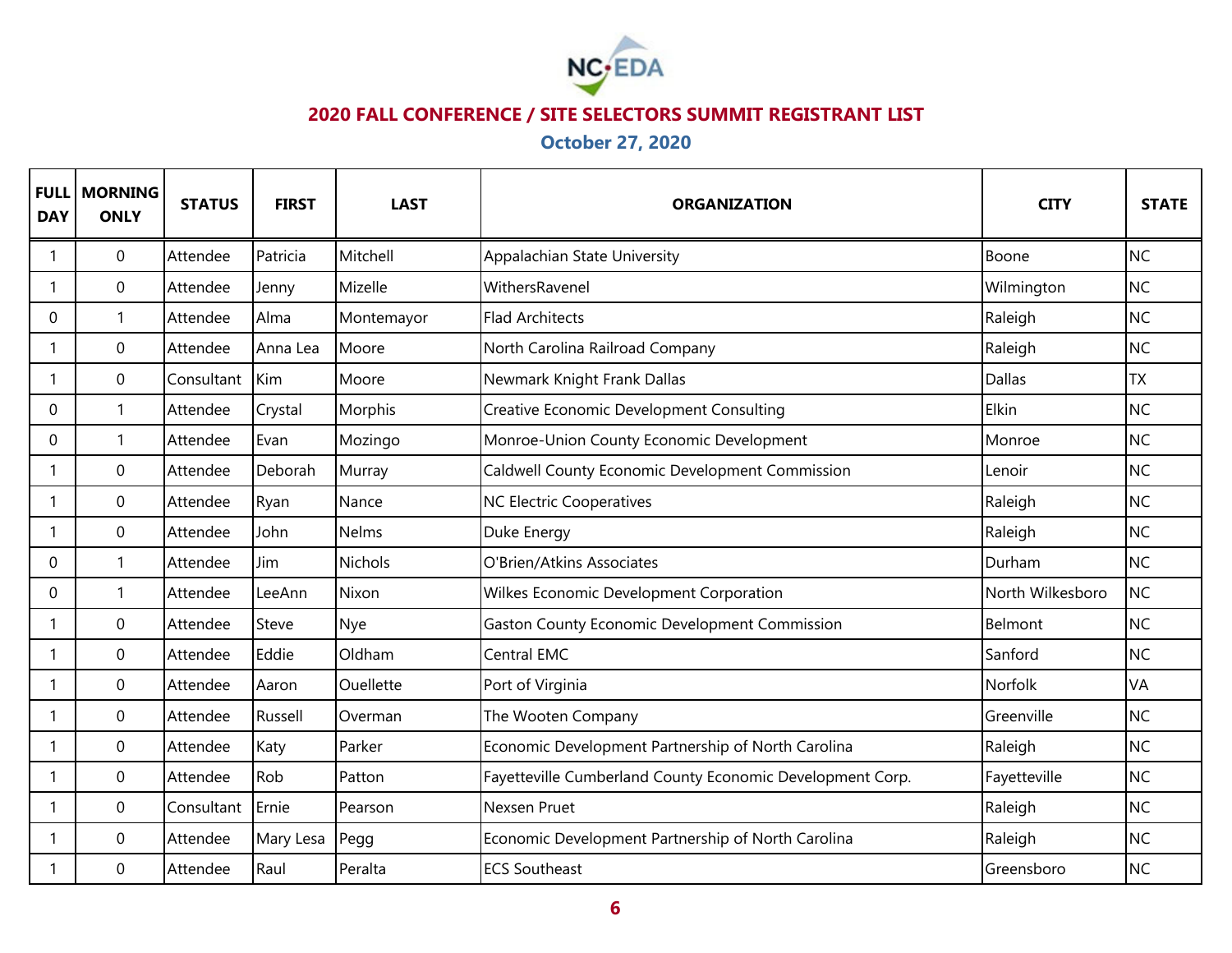## 2020 FALL CONFERENCE / SITE SELECTORS SUMMIT REGISTRANT LIST

### October 27, 2020

| FULL DAY | MORNING ONLY | STATUS | FIRST | LAST | ORGANIZATION | CITY | STATE |
|---|---|---|---|---|---|---|---|
| 1 | 0 | Attendee | Patricia | Mitchell | Appalachian State University | Boone | NC |
| 1 | 0 | Attendee | Jenny | Mizelle | WithersRavenel | Wilmington | NC |
| 0 | 1 | Attendee | Alma | Montemayor | Flad Architects | Raleigh | NC |
| 1 | 0 | Attendee | Anna Lea | Moore | North Carolina Railroad Company | Raleigh | NC |
| 1 | 0 | Consultant | Kim | Moore | Newmark Knight Frank Dallas | Dallas | TX |
| 0 | 1 | Attendee | Crystal | Morphis | Creative Economic Development Consulting | Elkin | NC |
| 0 | 1 | Attendee | Evan | Mozingo | Monroe-Union County Economic Development | Monroe | NC |
| 1 | 0 | Attendee | Deborah | Murray | Caldwell County Economic Development Commission | Lenoir | NC |
| 1 | 0 | Attendee | Ryan | Nance | NC Electric Cooperatives | Raleigh | NC |
| 1 | 0 | Attendee | John | Nelms | Duke Energy | Raleigh | NC |
| 0 | 1 | Attendee | Jim | Nichols | O'Brien/Atkins Associates | Durham | NC |
| 0 | 1 | Attendee | LeeAnn | Nixon | Wilkes Economic Development Corporation | North Wilkesboro | NC |
| 1 | 0 | Attendee | Steve | Nye | Gaston County Economic Development Commission | Belmont | NC |
| 1 | 0 | Attendee | Eddie | Oldham | Central EMC | Sanford | NC |
| 1 | 0 | Attendee | Aaron | Ouellette | Port of Virginia | Norfolk | VA |
| 1 | 0 | Attendee | Russell | Overman | The Wooten Company | Greenville | NC |
| 1 | 0 | Attendee | Katy | Parker | Economic Development Partnership of North Carolina | Raleigh | NC |
| 1 | 0 | Attendee | Rob | Patton | Fayetteville Cumberland County Economic Development Corp. | Fayetteville | NC |
| 1 | 0 | Consultant | Ernie | Pearson | Nexsen Pruet | Raleigh | NC |
| 1 | 0 | Attendee | Mary Lesa | Pegg | Economic Development Partnership of North Carolina | Raleigh | NC |
| 1 | 0 | Attendee | Raul | Peralta | ECS Southeast | Greensboro | NC |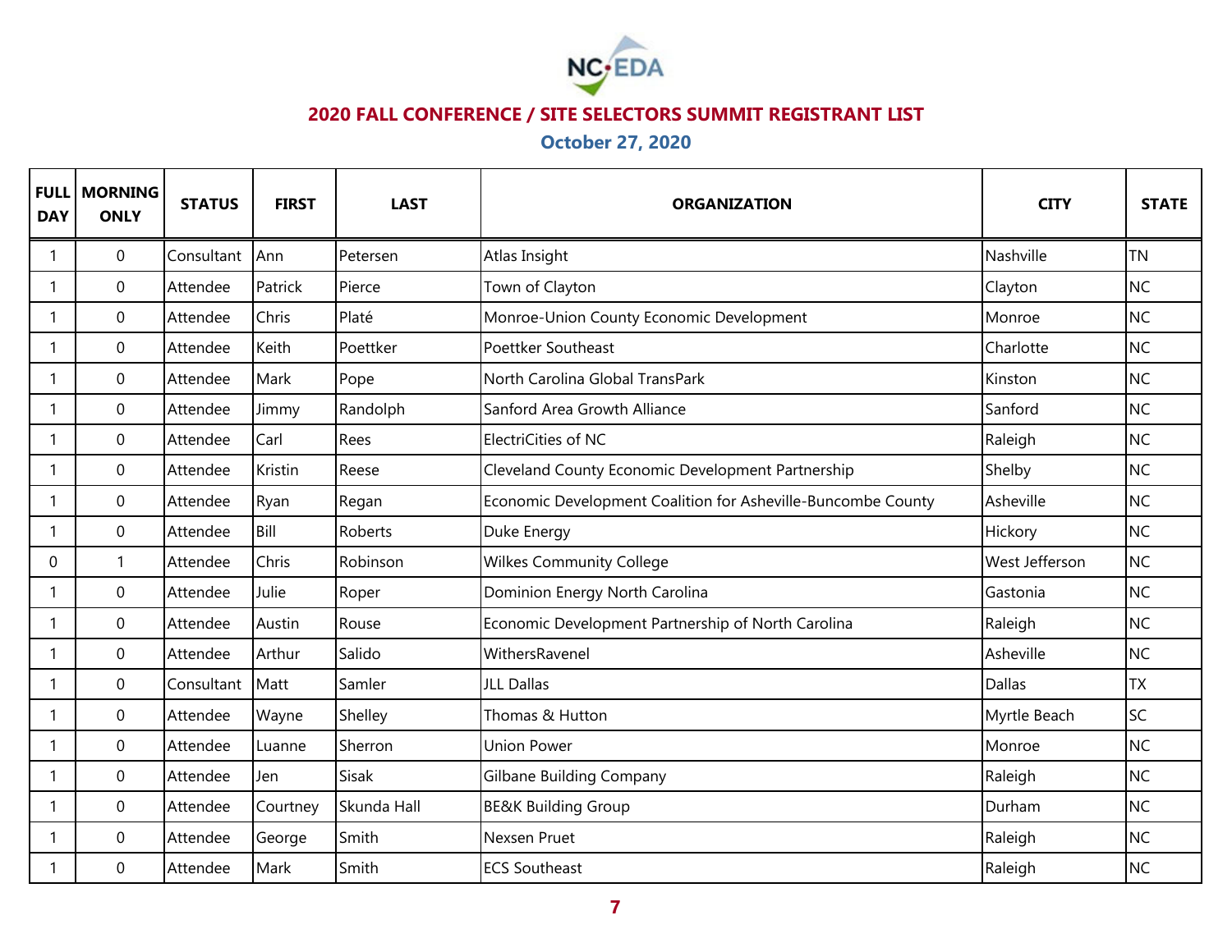## 2020 FALL CONFERENCE / SITE SELECTORS SUMMIT REGISTRANT LIST

### October 27, 2020

| FULL DAY | MORNING ONLY | STATUS | FIRST | LAST | ORGANIZATION | CITY | STATE |
|---|---|---|---|---|---|---|---|
| 1 | 0 | Consultant | Ann | Petersen | Atlas Insight | Nashville | TN |
| 1 | 0 | Attendee | Patrick | Pierce | Town of Clayton | Clayton | NC |
| 1 | 0 | Attendee | Chris | Platé | Monroe-Union County Economic Development | Monroe | NC |
| 1 | 0 | Attendee | Keith | Poettker | Poettker Southeast | Charlotte | NC |
| 1 | 0 | Attendee | Mark | Pope | North Carolina Global TransPark | Kinston | NC |
| 1 | 0 | Attendee | Jimmy | Randolph | Sanford Area Growth Alliance | Sanford | NC |
| 1 | 0 | Attendee | Carl | Rees | ElectriCities of NC | Raleigh | NC |
| 1 | 0 | Attendee | Kristin | Reese | Cleveland County Economic Development Partnership | Shelby | NC |
| 1 | 0 | Attendee | Ryan | Regan | Economic Development Coalition for Asheville-Buncombe County | Asheville | NC |
| 1 | 0 | Attendee | Bill | Roberts | Duke Energy | Hickory | NC |
| 0 | 1 | Attendee | Chris | Robinson | Wilkes Community College | West Jefferson | NC |
| 1 | 0 | Attendee | Julie | Roper | Dominion Energy North Carolina | Gastonia | NC |
| 1 | 0 | Attendee | Austin | Rouse | Economic Development Partnership of North Carolina | Raleigh | NC |
| 1 | 0 | Attendee | Arthur | Salido | WithersRavenel | Asheville | NC |
| 1 | 0 | Consultant | Matt | Samler | JLL Dallas | Dallas | TX |
| 1 | 0 | Attendee | Wayne | Shelley | Thomas & Hutton | Myrtle Beach | SC |
| 1 | 0 | Attendee | Luanne | Sherron | Union Power | Monroe | NC |
| 1 | 0 | Attendee | Jen | Sisak | Gilbane Building Company | Raleigh | NC |
| 1 | 0 | Attendee | Courtney | Skunda Hall | BE&K Building Group | Durham | NC |
| 1 | 0 | Attendee | George | Smith | Nexsen Pruet | Raleigh | NC |
| 1 | 0 | Attendee | Mark | Smith | ECS Southeast | Raleigh | NC |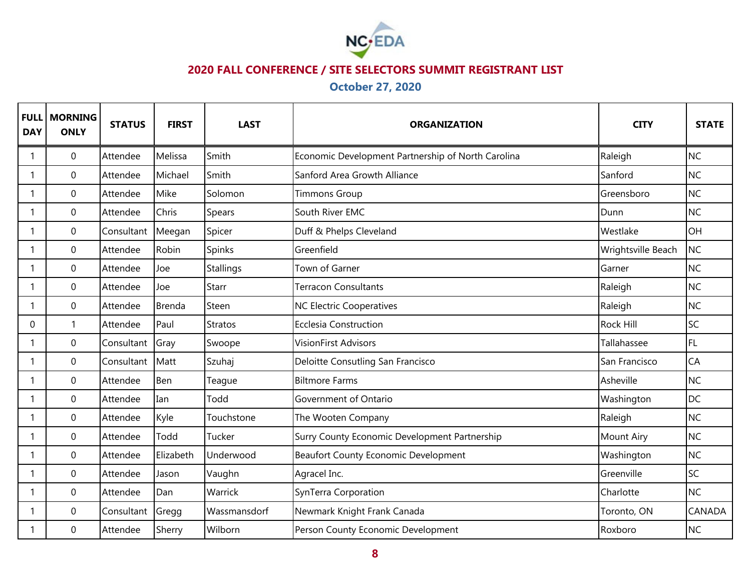## 2020 FALL CONFERENCE / SITE SELECTORS SUMMIT REGISTRANT LIST

**October 27, 2020**

| FULL DAY | MORNING ONLY | STATUS | FIRST | LAST | ORGANIZATION | CITY | STATE |
|---|---|---|---|---|---|---|---|
| 1 | 0 | Attendee | Melissa | Smith | Economic Development Partnership of North Carolina | Raleigh | NC |
| 1 | 0 | Attendee | Michael | Smith | Sanford Area Growth Alliance | Sanford | NC |
| 1 | 0 | Attendee | Mike | Solomon | Timmons Group | Greensboro | NC |
| 1 | 0 | Attendee | Chris | Spears | South River EMC | Dunn | NC |
| 1 | 0 | Consultant | Meegan | Spicer | Duff & Phelps Cleveland | Westlake | OH |
| 1 | 0 | Attendee | Robin | Spinks | Greenfield | Wrightsville Beach | NC |
| 1 | 0 | Attendee | Joe | Stallings | Town of Garner | Garner | NC |
| 1 | 0 | Attendee | Joe | Starr | Terracon Consultants | Raleigh | NC |
| 1 | 0 | Attendee | Brenda | Steen | NC Electric Cooperatives | Raleigh | NC |
| 0 | 1 | Attendee | Paul | Stratos | Ecclesia Construction | Rock Hill | SC |
| 1 | 0 | Consultant | Gray | Swoope | VisionFirst Advisors | Tallahassee | FL |
| 1 | 0 | Consultant | Matt | Szuhaj | Deloitte Consulting San Francisco | San Francisco | CA |
| 1 | 0 | Attendee | Ben | Teague | Biltmore Farms | Asheville | NC |
| 1 | 0 | Attendee | Ian | Todd | Government of Ontario | Washington | DC |
| 1 | 0 | Attendee | Kyle | Touchstone | The Wooten Company | Raleigh | NC |
| 1 | 0 | Attendee | Todd | Tucker | Surry County Economic Development Partnership | Mount Airy | NC |
| 1 | 0 | Attendee | Elizabeth | Underwood | Beaufort County Economic Development | Washington | NC |
| 1 | 0 | Attendee | Jason | Vaughn | Agracel Inc. | Greenville | SC |
| 1 | 0 | Attendee | Dan | Warrick | SynTerra Corporation | Charlotte | NC |
| 1 | 0 | Consultant | Gregg | Wassmansdorf | Newmark Knight Frank Canada | Toronto, ON | CANADA |
| 1 | 0 | Attendee | Sherry | Wilborn | Person County Economic Development | Roxboro | NC |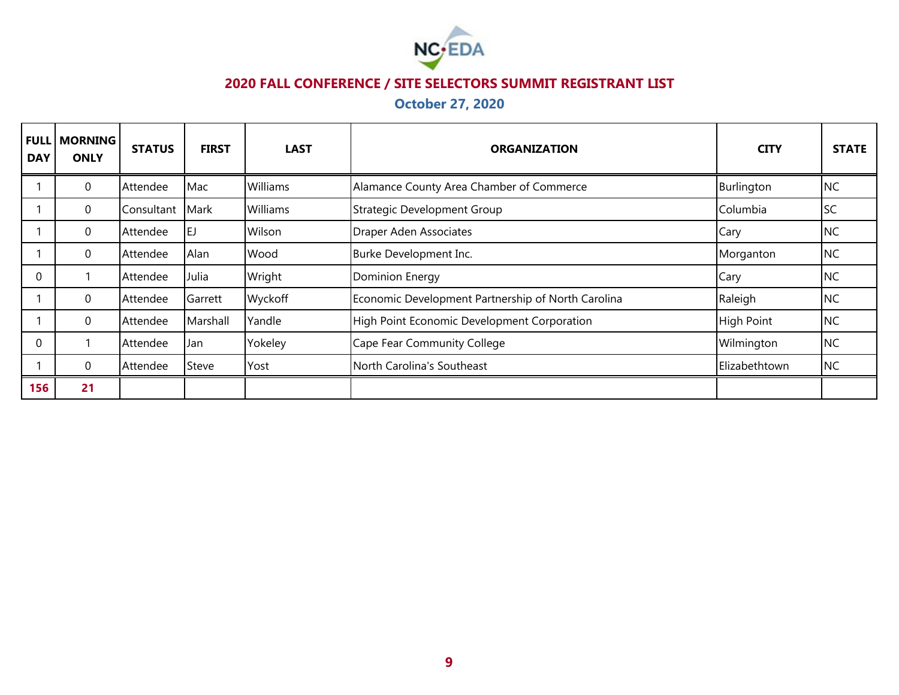NC•EDA

## 2020 FALL CONFERENCE / SITE SELECTORS SUMMIT REGISTRANT LIST

### October 27, 2020

| FULL DAY | MORNING ONLY | STATUS | FIRST | LAST | ORGANIZATION | CITY | STATE |
|---|---|---|---|---|---|---|---|
| 1 | 0 | Attendee | Mac | Williams | Alamance County Area Chamber of Commerce | Burlington | NC |
| 1 | 0 | Consultant | Mark | Williams | Strategic Development Group | Columbia | SC |
| 1 | 0 | Attendee | EJ | Wilson | Draper Aden Associates | Cary | NC |
| 1 | 0 | Attendee | Alan | Wood | Burke Development Inc. | Morganton | NC |
| 0 | 1 | Attendee | Julia | Wright | Dominion Energy | Cary | NC |
| 1 | 0 | Attendee | Garrett | Wyckoff | Economic Development Partnership of North Carolina | Raleigh | NC |
| 1 | 0 | Attendee | Marshall | Yandle | High Point Economic Development Corporation | High Point | NC |
| 0 | 1 | Attendee | Jan | Yokeley | Cape Fear Community College | Wilmington | NC |
| 1 | 0 | Attendee | Steve | Yost | North Carolina's Southeast | Elizabethtown | NC |
| **156** | **21** | | | | | | |